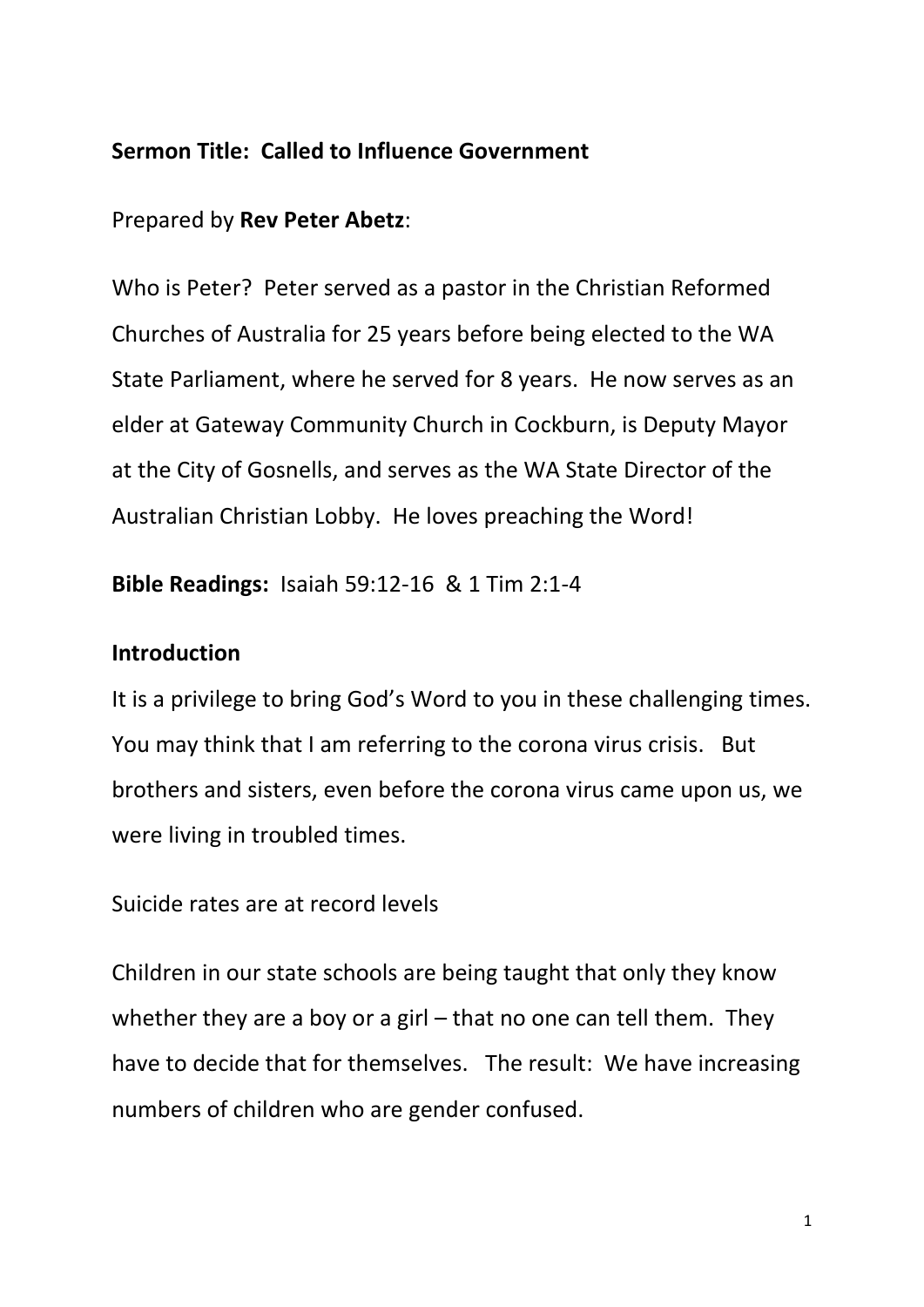**Sermon Title: Called to Influence Government**

Prepared by **Rev Peter Abetz**:

Who is Peter? Peter served as a pastor in the Christian Reformed Churches of Australia for 25 years before being elected to the WA State Parliament, where he served for 8 years. He now serves as an elder at Gateway Community Church in Cockburn, is Deputy Mayor at the City of Gosnells, and serves as the WA State Director of the Australian Christian Lobby. He loves preaching the Word!

**Bible Readings:** Isaiah 59:12-16 & 1 Tim 2:1-4

**Introduction**

It is a privilege to bring God's Word to you in these challenging times. You may think that I am referring to the corona virus crisis. But brothers and sisters, even before the corona virus came upon us, we were living in troubled times.

Suicide rates are at record levels

Children in our state schools are being taught that only they know whether they are a boy or a girl – that no one can tell them. They have to decide that for themselves. The result: We have increasing numbers of children who are gender confused.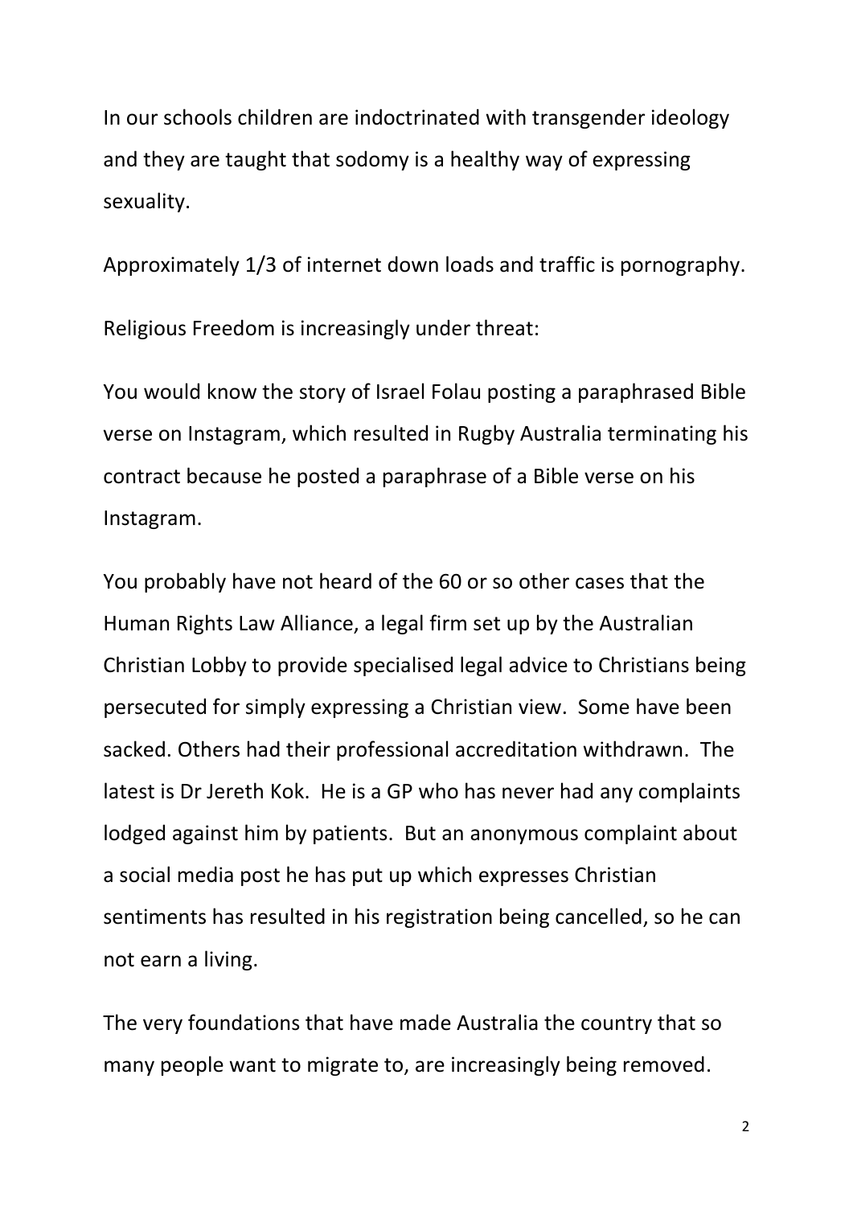In our schools children are indoctrinated with transgender ideology and they are taught that sodomy is a healthy way of expressing sexuality.

Approximately 1/3 of internet down loads and traffic is pornography.

Religious Freedom is increasingly under threat:

You would know the story of Israel Folau posting a paraphrased Bible verse on Instagram, which resulted in Rugby Australia terminating his contract because he posted a paraphrase of a Bible verse on his Instagram.

You probably have not heard of the 60 or so other cases that the Human Rights Law Alliance, a legal firm set up by the Australian Christian Lobby to provide specialised legal advice to Christians being persecuted for simply expressing a Christian view. Some have been sacked. Others had their professional accreditation withdrawn. The latest is Dr Jereth Kok. He is a GP who has never had any complaints lodged against him by patients. But an anonymous complaint about a social media post he has put up which expresses Christian sentiments has resulted in his registration being cancelled, so he can not earn a living.

The very foundations that have made Australia the country that so many people want to migrate to, are increasingly being removed.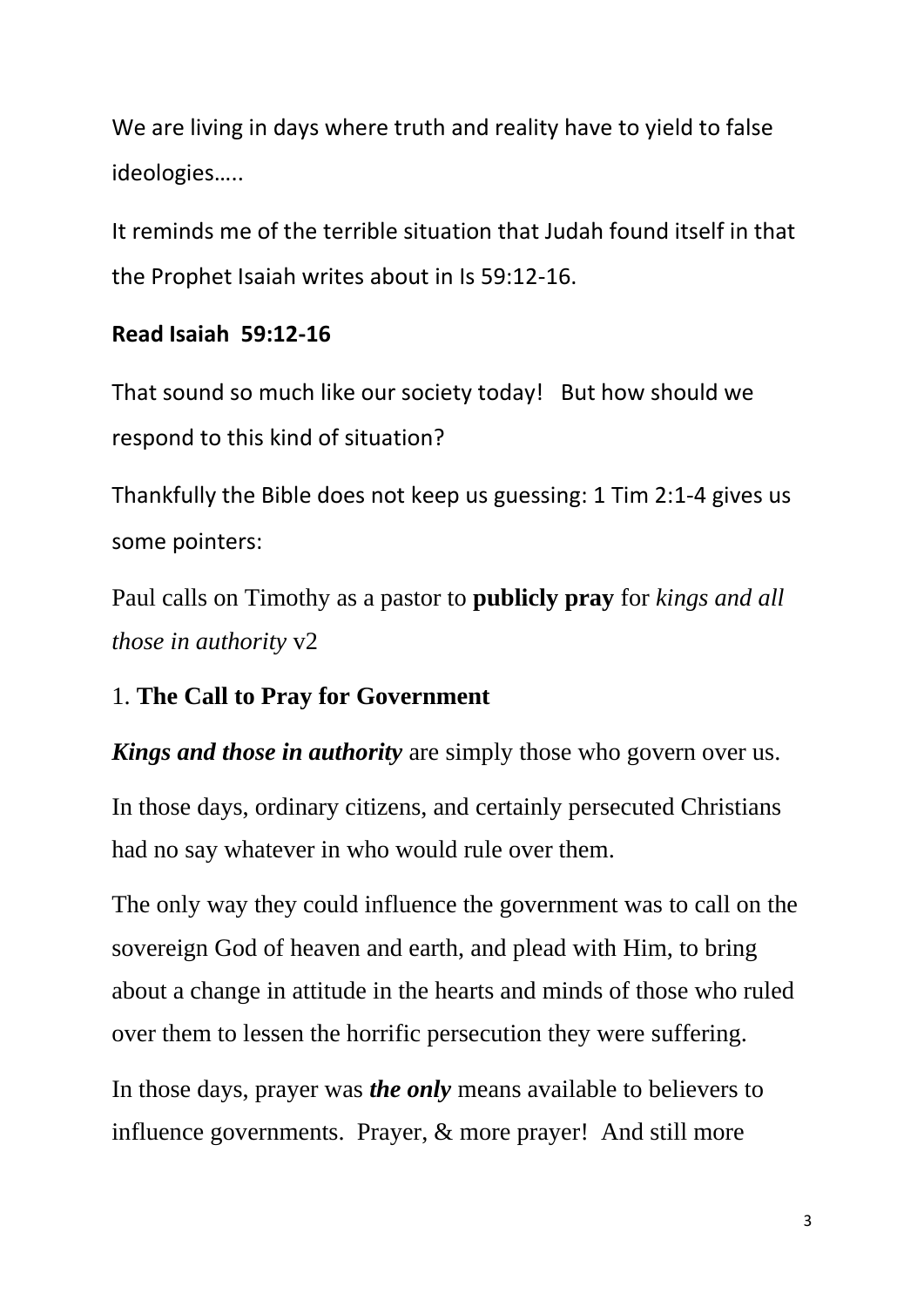We are living in days where truth and reality have to yield to false ideologies…..

It reminds me of the terrible situation that Judah found itself in that the Prophet Isaiah writes about in Is 59:12-16.

**Read Isaiah 59:12-16**

That sound so much like our society today! But how should we respond to this kind of situation?

Thankfully the Bible does not keep us guessing: 1 Tim 2:1-4 gives us some pointers:

Paul calls on Timothy as a pastor to **publicly pray** for *kings and all those in authority* v2

1. **The Call to Pray for Government**

***Kings and those in authority*** are simply those who govern over us.

In those days, ordinary citizens, and certainly persecuted Christians had no say whatever in who would rule over them.

The only way they could influence the government was to call on the sovereign God of heaven and earth, and plead with Him, to bring about a change in attitude in the hearts and minds of those who ruled over them to lessen the horrific persecution they were suffering.

In those days, prayer was ***the only*** means available to believers to influence governments. Prayer, & more prayer! And still more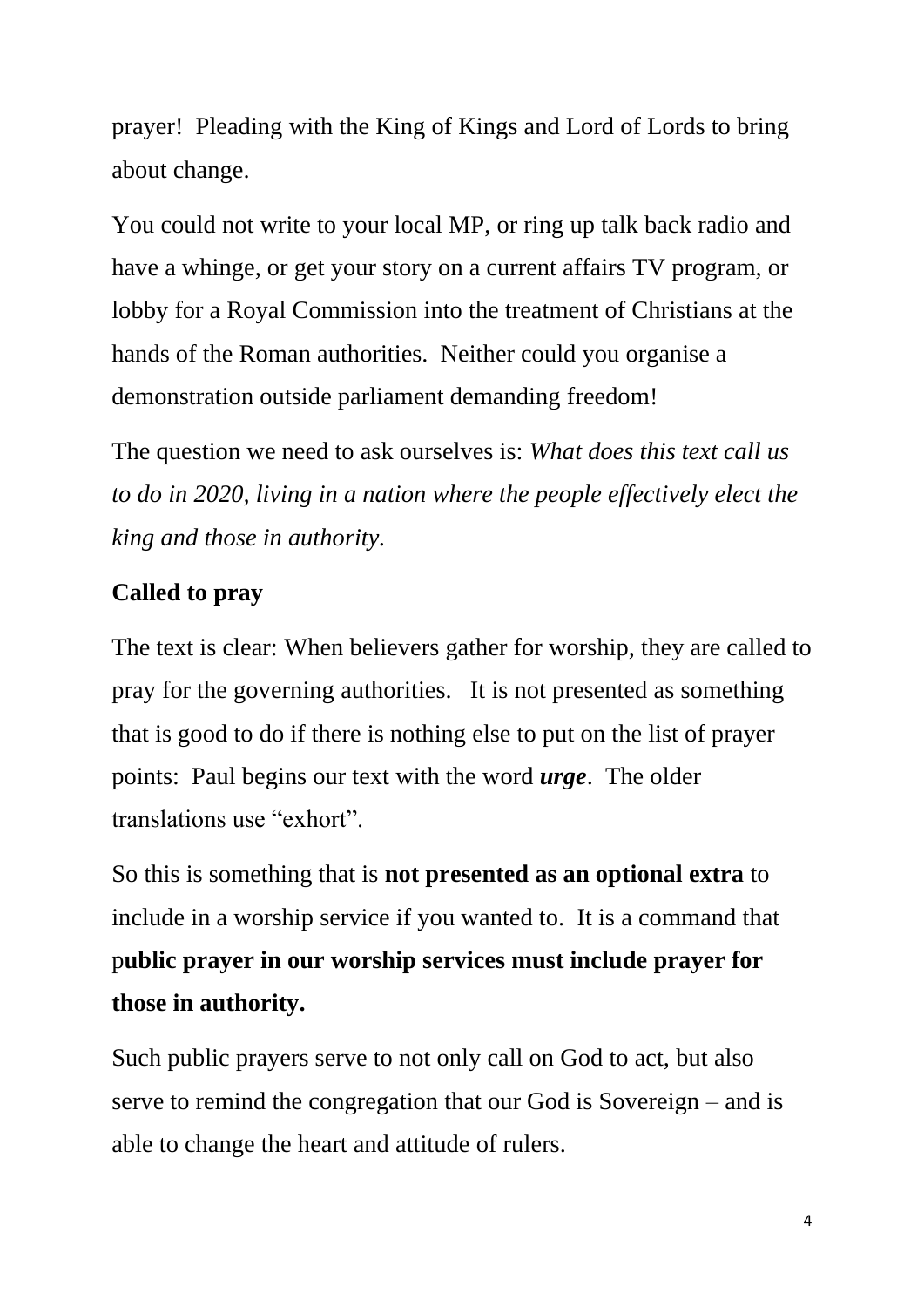prayer!  Pleading with the King of Kings and Lord of Lords to bring about change.

You could not write to your local MP, or ring up talk back radio and have a whinge, or get your story on a current affairs TV program, or lobby for a Royal Commission into the treatment of Christians at the hands of the Roman authorities.  Neither could you organise a demonstration outside parliament demanding freedom!

The question we need to ask ourselves is: *What does this text call us to do in 2020, living in a nation where the people effectively elect the king and those in authority.*

**Called to pray**

The text is clear: When believers gather for worship, they are called to pray for the governing authorities.   It is not presented as something that is good to do if there is nothing else to put on the list of prayer points:  Paul begins our text with the word ***urge***.  The older translations use "exhort".

So this is something that is **not presented as an optional extra** to include in a worship service if you wanted to.  It is a command that p**ublic prayer in our worship services must include prayer for those in authority.**

Such public prayers serve to not only call on God to act, but also serve to remind the congregation that our God is Sovereign – and is able to change the heart and attitude of rulers.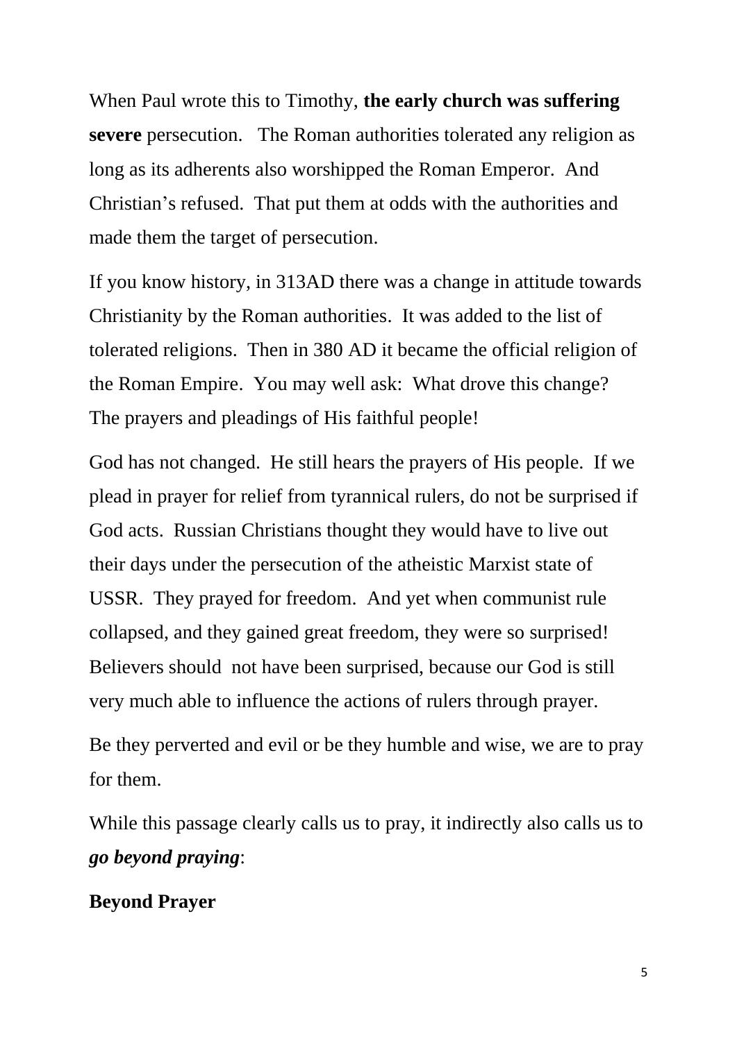When Paul wrote this to Timothy, **the early church was suffering severe** persecution.  The Roman authorities tolerated any religion as long as its adherents also worshipped the Roman Emperor.  And Christian's refused.  That put them at odds with the authorities and made them the target of persecution.

If you know history, in 313AD there was a change in attitude towards Christianity by the Roman authorities.  It was added to the list of tolerated religions.  Then in 380 AD it became the official religion of the Roman Empire.  You may well ask:  What drove this change?  The prayers and pleadings of His faithful people!

God has not changed.  He still hears the prayers of His people.  If we plead in prayer for relief from tyrannical rulers, do not be surprised if God acts.  Russian Christians thought they would have to live out their days under the persecution of the atheistic Marxist state of USSR.  They prayed for freedom.  And yet when communist rule collapsed, and they gained great freedom, they were so surprised!  Believers should  not have been surprised, because our God is still very much able to influence the actions of rulers through prayer.

Be they perverted and evil or be they humble and wise, we are to pray for them.

While this passage clearly calls us to pray, it indirectly also calls us to ***go beyond praying***:

**Beyond Prayer**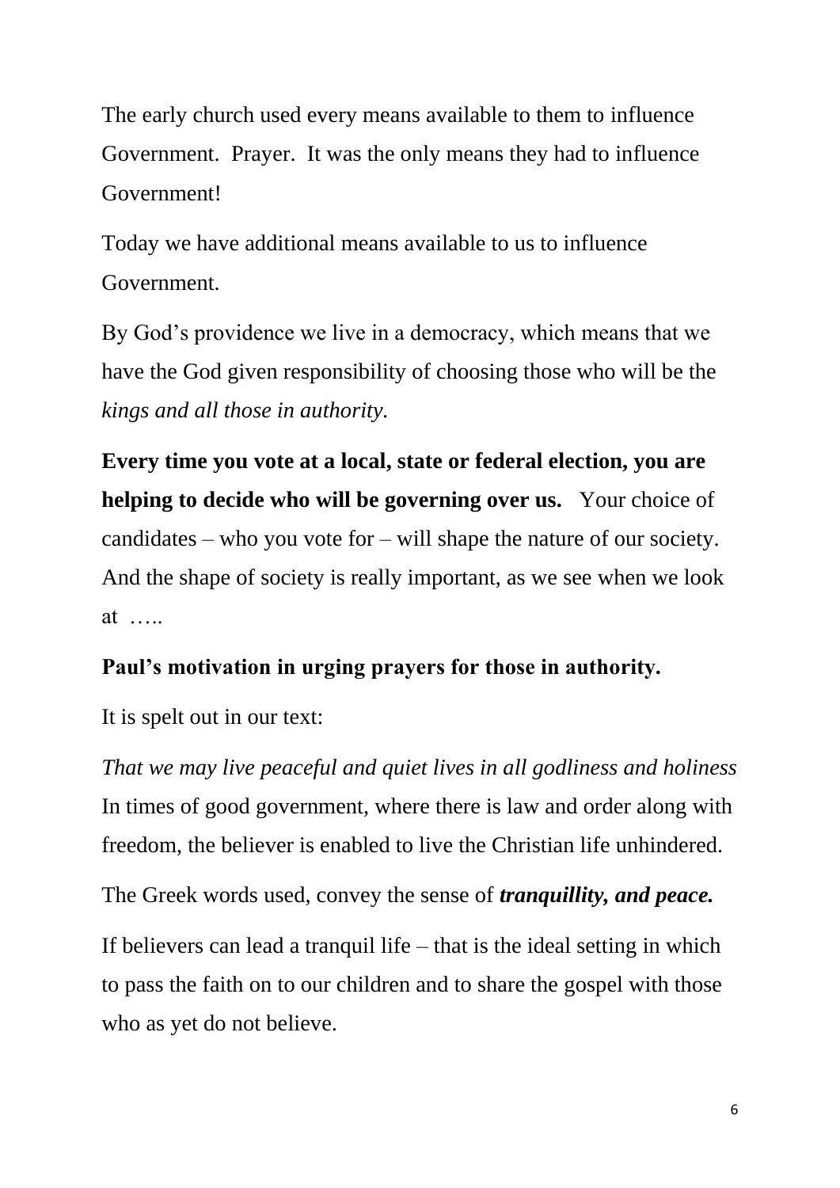The early church used every means available to them to influence Government. Prayer. It was the only means they had to influence Government!

Today we have additional means available to us to influence Government.

By God's providence we live in a democracy, which means that we have the God given responsibility of choosing those who will be the *kings and all those in authority.*

**Every time you vote at a local, state or federal election, you are helping to decide who will be governing over us.** Your choice of candidates – who you vote for – will shape the nature of our society. And the shape of society is really important, as we see when we look at …..

**Paul's motivation in urging prayers for those in authority.**

It is spelt out in our text:

*That we may live peaceful and quiet lives in all godliness and holiness* In times of good government, where there is law and order along with freedom, the believer is enabled to live the Christian life unhindered.

The Greek words used, convey the sense of ***tranquillity, and peace.***

If believers can lead a tranquil life – that is the ideal setting in which to pass the faith on to our children and to share the gospel with those who as yet do not believe.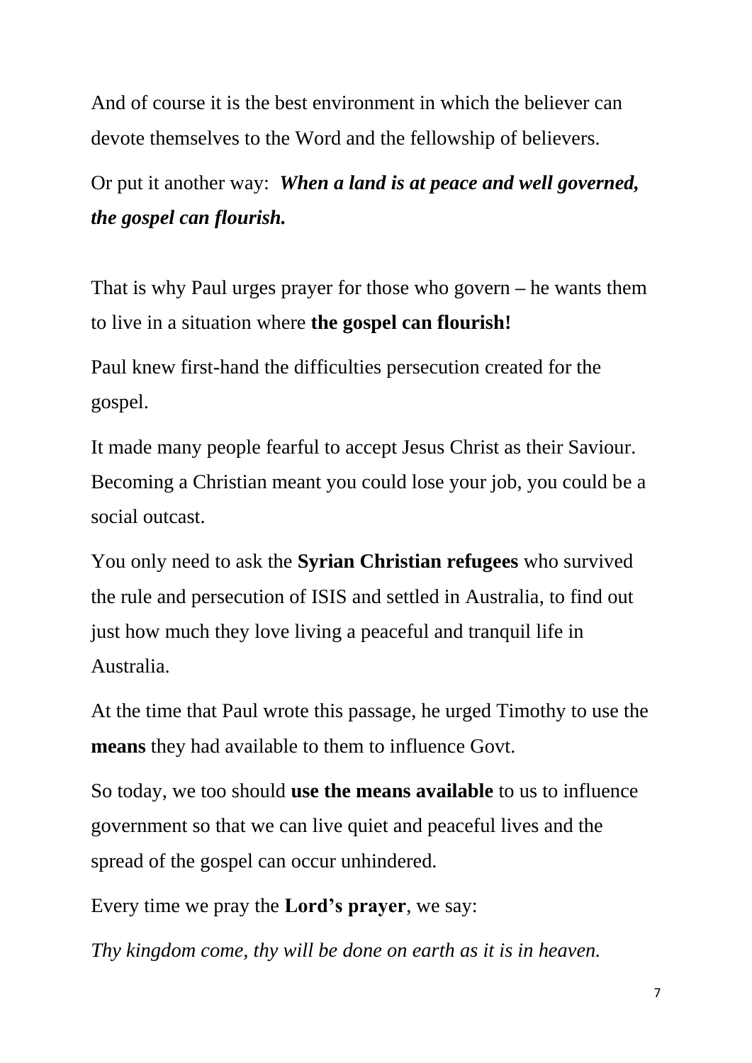And of course it is the best environment in which the believer can devote themselves to the Word and the fellowship of believers.

Or put it another way: ***When a land is at peace and well governed, the gospel can flourish.***

That is why Paul urges prayer for those who govern – he wants them to live in a situation where **the gospel can flourish!**

Paul knew first-hand the difficulties persecution created for the gospel.

It made many people fearful to accept Jesus Christ as their Saviour. Becoming a Christian meant you could lose your job, you could be a social outcast.

You only need to ask the **Syrian Christian refugees** who survived the rule and persecution of ISIS and settled in Australia, to find out just how much they love living a peaceful and tranquil life in Australia.

At the time that Paul wrote this passage, he urged Timothy to use the **means** they had available to them to influence Govt.

So today, we too should **use the means available** to us to influence government so that we can live quiet and peaceful lives and the spread of the gospel can occur unhindered.

Every time we pray the **Lord's prayer**, we say:

*Thy kingdom come, thy will be done on earth as it is in heaven.*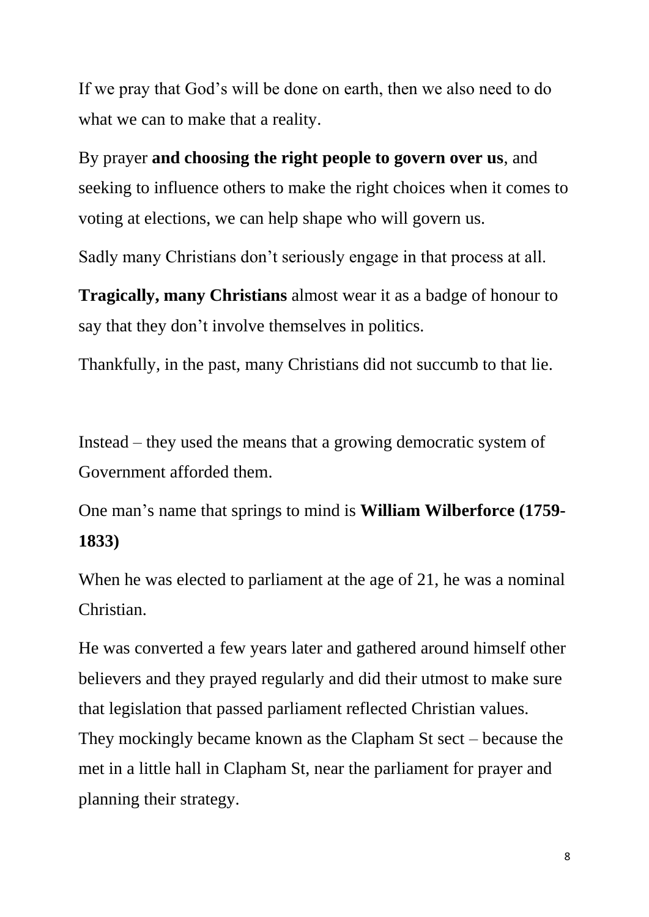If we pray that God's will be done on earth, then we also need to do what we can to make that a reality.

By prayer **and choosing the right people to govern over us**, and seeking to influence others to make the right choices when it comes to voting at elections, we can help shape who will govern us.

Sadly many Christians don't seriously engage in that process at all.

**Tragically, many Christians** almost wear it as a badge of honour to say that they don't involve themselves in politics.

Thankfully, in the past, many Christians did not succumb to that lie.

Instead – they used the means that a growing democratic system of Government afforded them.

One man's name that springs to mind is **William Wilberforce (1759-1833)**

When he was elected to parliament at the age of 21, he was a nominal Christian.

He was converted a few years later and gathered around himself other believers and they prayed regularly and did their utmost to make sure that legislation that passed parliament reflected Christian values. They mockingly became known as the Clapham St sect – because the met in a little hall in Clapham St, near the parliament for prayer and planning their strategy.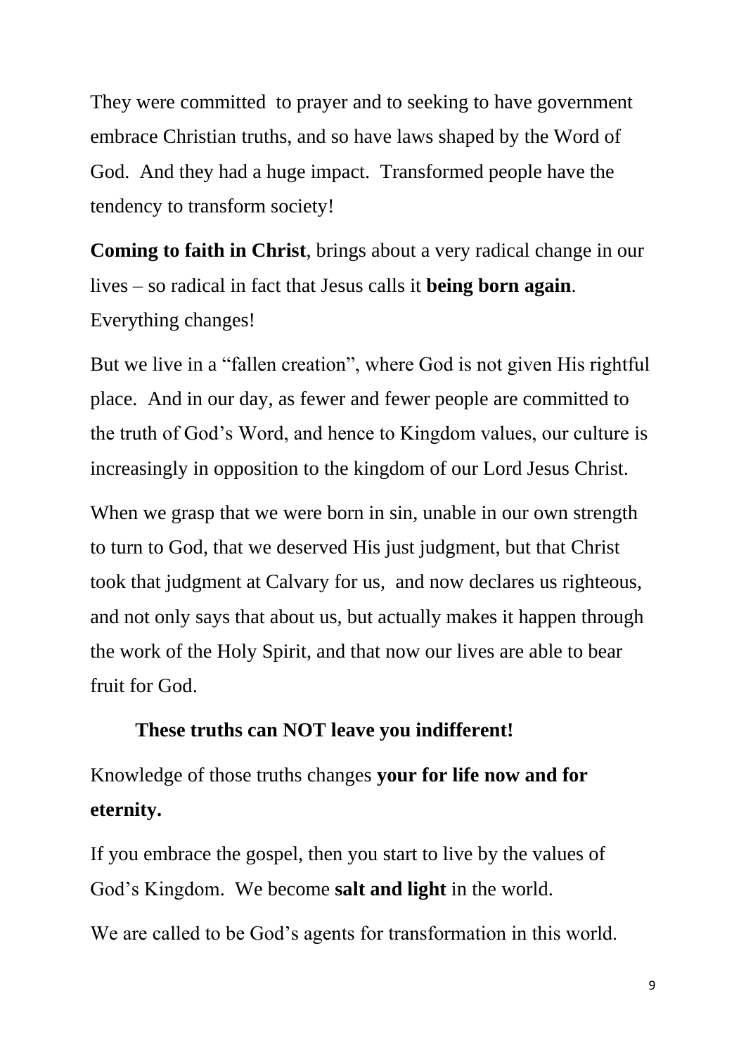They were committed  to prayer and to seeking to have government embrace Christian truths, and so have laws shaped by the Word of God.  And they had a huge impact.  Transformed people have the tendency to transform society!

**Coming to faith in Christ**, brings about a very radical change in our lives – so radical in fact that Jesus calls it **being born again**. Everything changes!

But we live in a "fallen creation", where God is not given His rightful place.  And in our day, as fewer and fewer people are committed to the truth of God's Word, and hence to Kingdom values, our culture is increasingly in opposition to the kingdom of our Lord Jesus Christ.

When we grasp that we were born in sin, unable in our own strength to turn to God, that we deserved His just judgment, but that Christ took that judgment at Calvary for us,  and now declares us righteous, and not only says that about us, but actually makes it happen through the work of the Holy Spirit, and that now our lives are able to bear fruit for God.

**These truths can NOT leave you indifferent!**

Knowledge of those truths changes **your for life now and for eternity.**

If you embrace the gospel, then you start to live by the values of God's Kingdom.  We become **salt and light** in the world.

We are called to be God's agents for transformation in this world.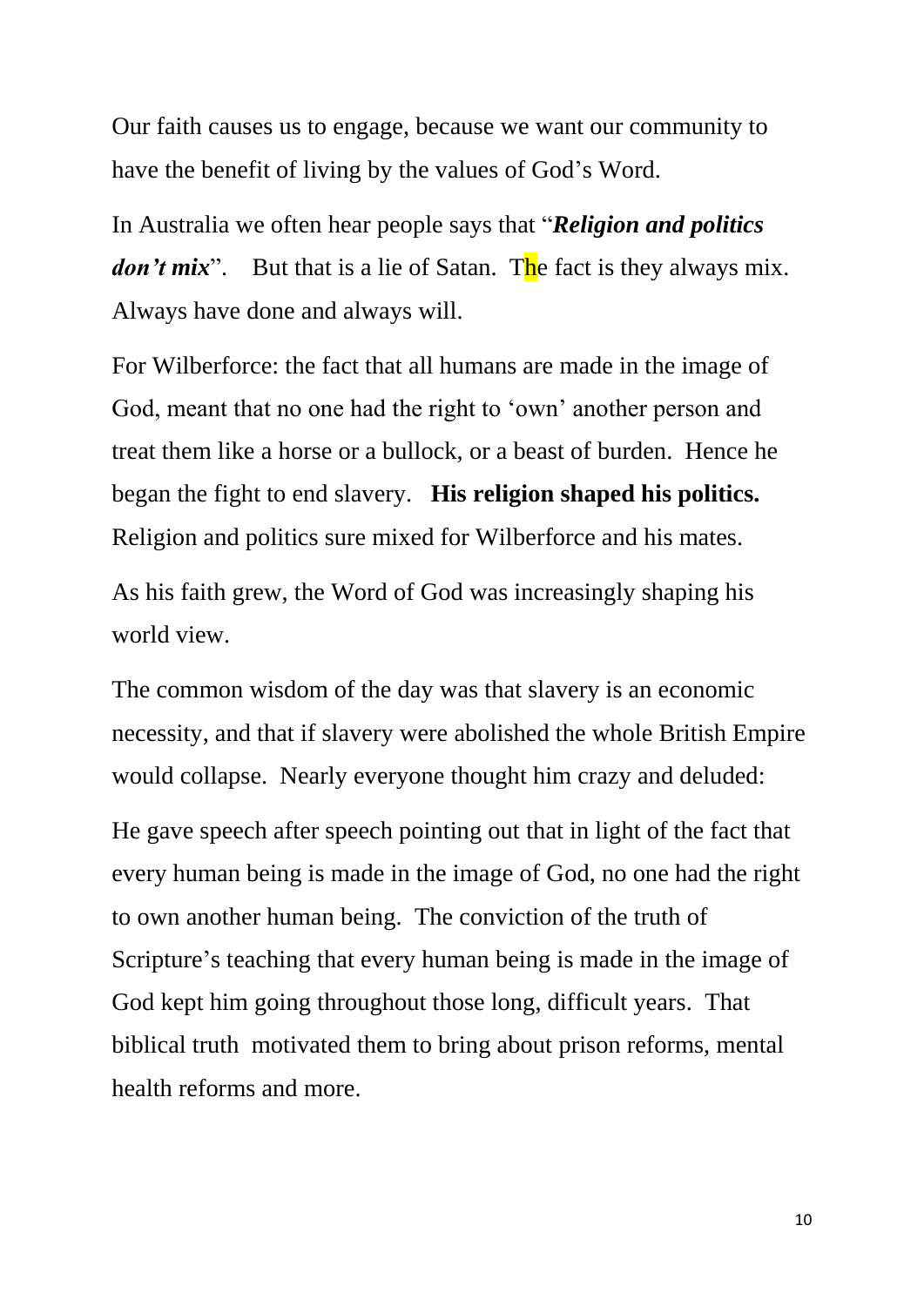Our faith causes us to engage, because we want our community to have the benefit of living by the values of God's Word.

In Australia we often hear people says that "***Religion and politics don't mix***". But that is a lie of Satan. The fact is they always mix. Always have done and always will.

For Wilberforce: the fact that all humans are made in the image of God, meant that no one had the right to 'own' another person and treat them like a horse or a bullock, or a beast of burden. Hence he began the fight to end slavery. **His religion shaped his politics.** Religion and politics sure mixed for Wilberforce and his mates.

As his faith grew, the Word of God was increasingly shaping his world view.

The common wisdom of the day was that slavery is an economic necessity, and that if slavery were abolished the whole British Empire would collapse. Nearly everyone thought him crazy and deluded:

He gave speech after speech pointing out that in light of the fact that every human being is made in the image of God, no one had the right to own another human being. The conviction of the truth of Scripture's teaching that every human being is made in the image of God kept him going throughout those long, difficult years. That biblical truth motivated them to bring about prison reforms, mental health reforms and more.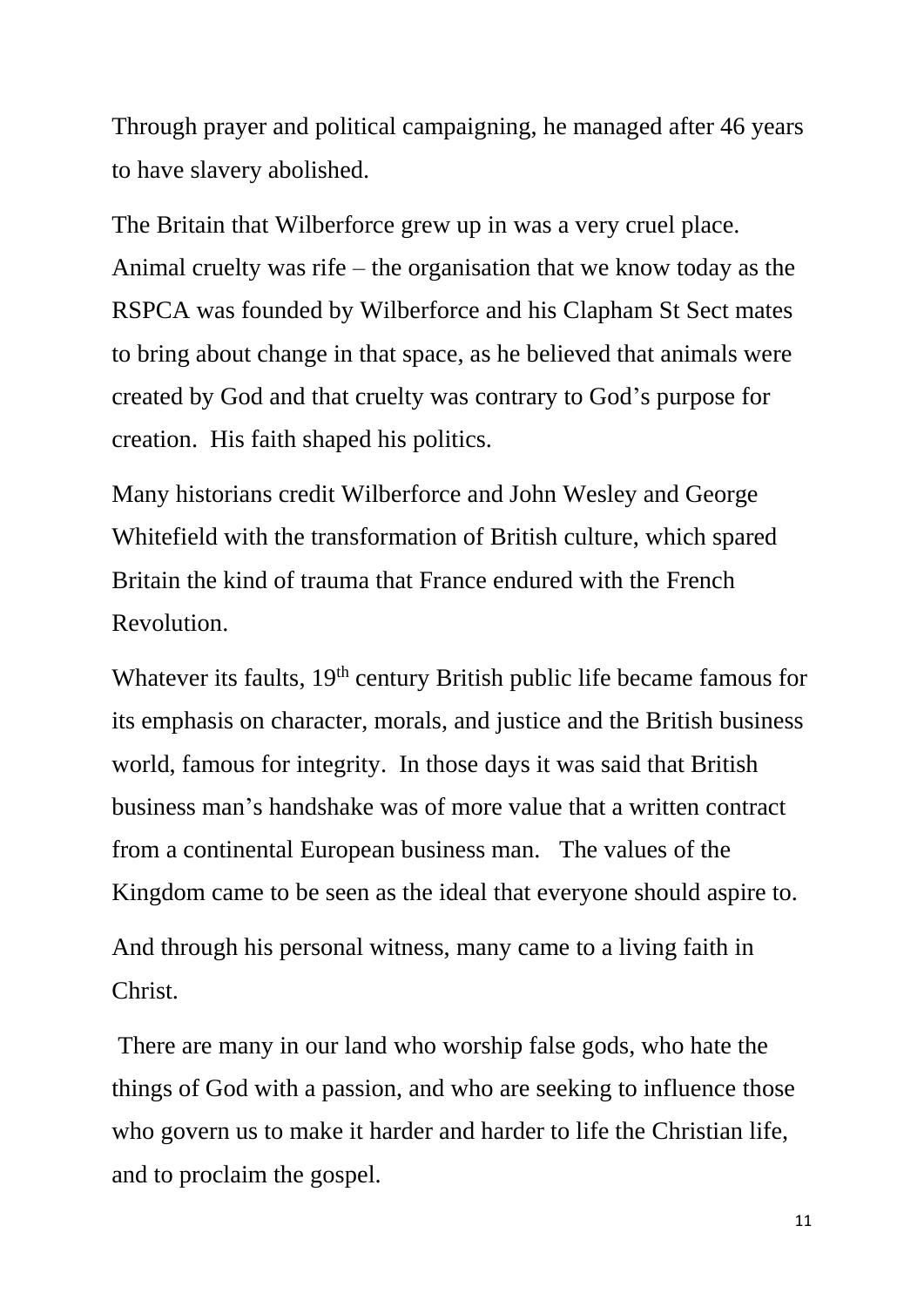Through prayer and political campaigning, he managed after 46 years to have slavery abolished.

The Britain that Wilberforce grew up in was a very cruel place. Animal cruelty was rife – the organisation that we know today as the RSPCA was founded by Wilberforce and his Clapham St Sect mates to bring about change in that space, as he believed that animals were created by God and that cruelty was contrary to God's purpose for creation.  His faith shaped his politics.

Many historians credit Wilberforce and John Wesley and George Whitefield with the transformation of British culture, which spared Britain the kind of trauma that France endured with the French Revolution.

Whatever its faults, 19th century British public life became famous for its emphasis on character, morals, and justice and the British business world, famous for integrity.  In those days it was said that British business man's handshake was of more value that a written contract from a continental European business man.   The values of the Kingdom came to be seen as the ideal that everyone should aspire to.

And through his personal witness, many came to a living faith in Christ.

There are many in our land who worship false gods, who hate the things of God with a passion, and who are seeking to influence those who govern us to make it harder and harder to life the Christian life, and to proclaim the gospel.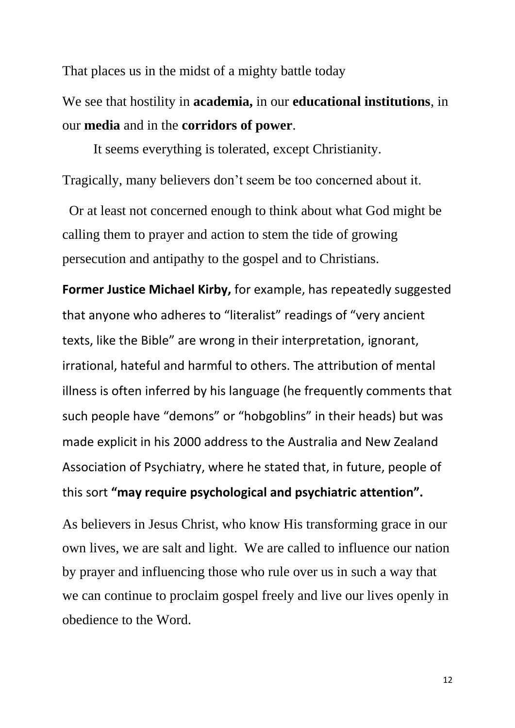That places us in the midst of a mighty battle today

We see that hostility in **academia,** in our **educational institutions**, in our **media** and in the **corridors of power**.

It seems everything is tolerated, except Christianity.

Tragically, many believers don't seem be too concerned about it.

Or at least not concerned enough to think about what God might be calling them to prayer and action to stem the tide of growing persecution and antipathy to the gospel and to Christians.

**Former Justice Michael Kirby,** for example, has repeatedly suggested that anyone who adheres to "literalist" readings of "very ancient texts, like the Bible" are wrong in their interpretation, ignorant, irrational, hateful and harmful to others. The attribution of mental illness is often inferred by his language (he frequently comments that such people have "demons" or "hobgoblins" in their heads) but was made explicit in his 2000 address to the Australia and New Zealand Association of Psychiatry, where he stated that, in future, people of this sort **"may require psychological and psychiatric attention".**

As believers in Jesus Christ, who know His transforming grace in our own lives, we are salt and light. We are called to influence our nation by prayer and influencing those who rule over us in such a way that we can continue to proclaim gospel freely and live our lives openly in obedience to the Word.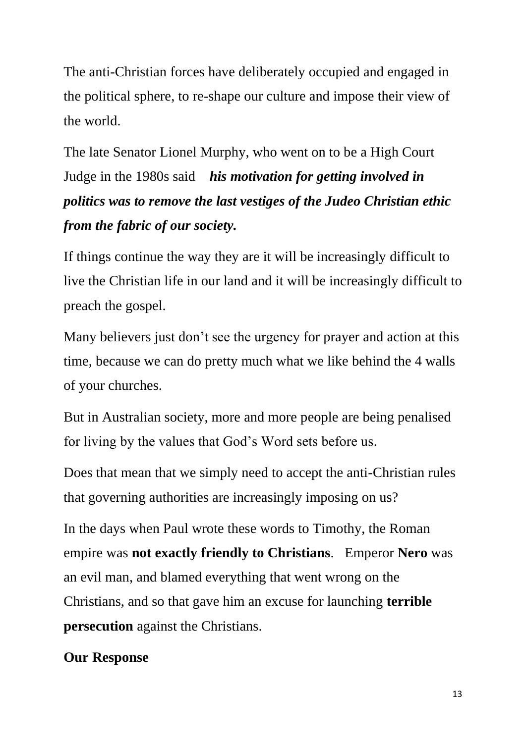The anti-Christian forces have deliberately occupied and engaged in the political sphere, to re-shape our culture and impose their view of the world.

The late Senator Lionel Murphy, who went on to be a High Court Judge in the 1980s said ***his motivation for getting involved in politics was to remove the last vestiges of the Judeo Christian ethic from the fabric of our society.***

If things continue the way they are it will be increasingly difficult to live the Christian life in our land and it will be increasingly difficult to preach the gospel.

Many believers just don't see the urgency for prayer and action at this time, because we can do pretty much what we like behind the 4 walls of your churches.

But in Australian society, more and more people are being penalised for living by the values that God's Word sets before us.

Does that mean that we simply need to accept the anti-Christian rules that governing authorities are increasingly imposing on us?

In the days when Paul wrote these words to Timothy, the Roman empire was **not exactly friendly to Christians**. Emperor **Nero** was an evil man, and blamed everything that went wrong on the Christians, and so that gave him an excuse for launching **terrible persecution** against the Christians.

**Our Response**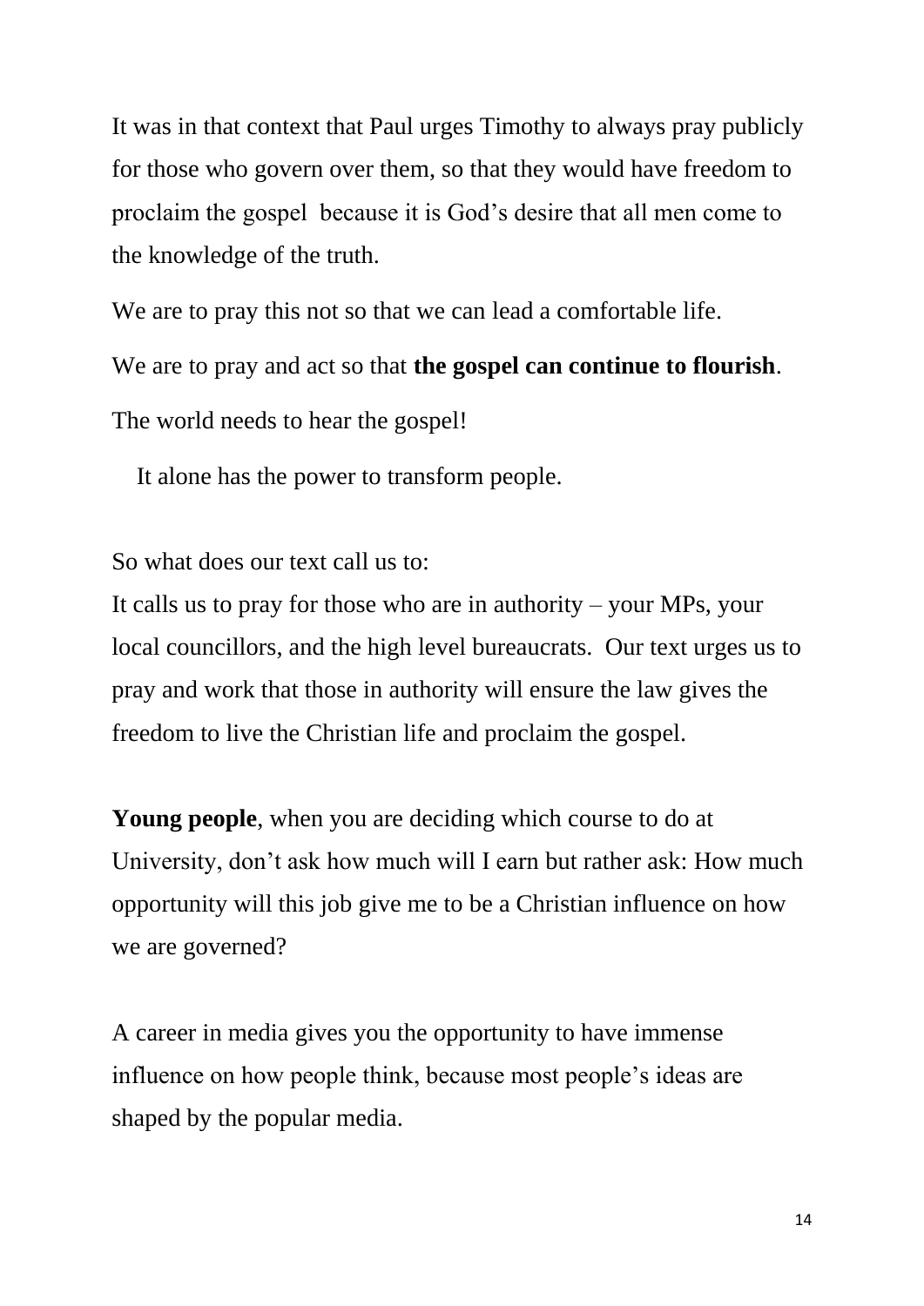It was in that context that Paul urges Timothy to always pray publicly for those who govern over them, so that they would have freedom to proclaim the gospel because it is God's desire that all men come to the knowledge of the truth.

We are to pray this not so that we can lead a comfortable life.

We are to pray and act so that **the gospel can continue to flourish**.

The world needs to hear the gospel!

It alone has the power to transform people.

So what does our text call us to:

It calls us to pray for those who are in authority – your MPs, your local councillors, and the high level bureaucrats. Our text urges us to pray and work that those in authority will ensure the law gives the freedom to live the Christian life and proclaim the gospel.

**Young people**, when you are deciding which course to do at University, don't ask how much will I earn but rather ask: How much opportunity will this job give me to be a Christian influence on how we are governed?

A career in media gives you the opportunity to have immense influence on how people think, because most people's ideas are shaped by the popular media.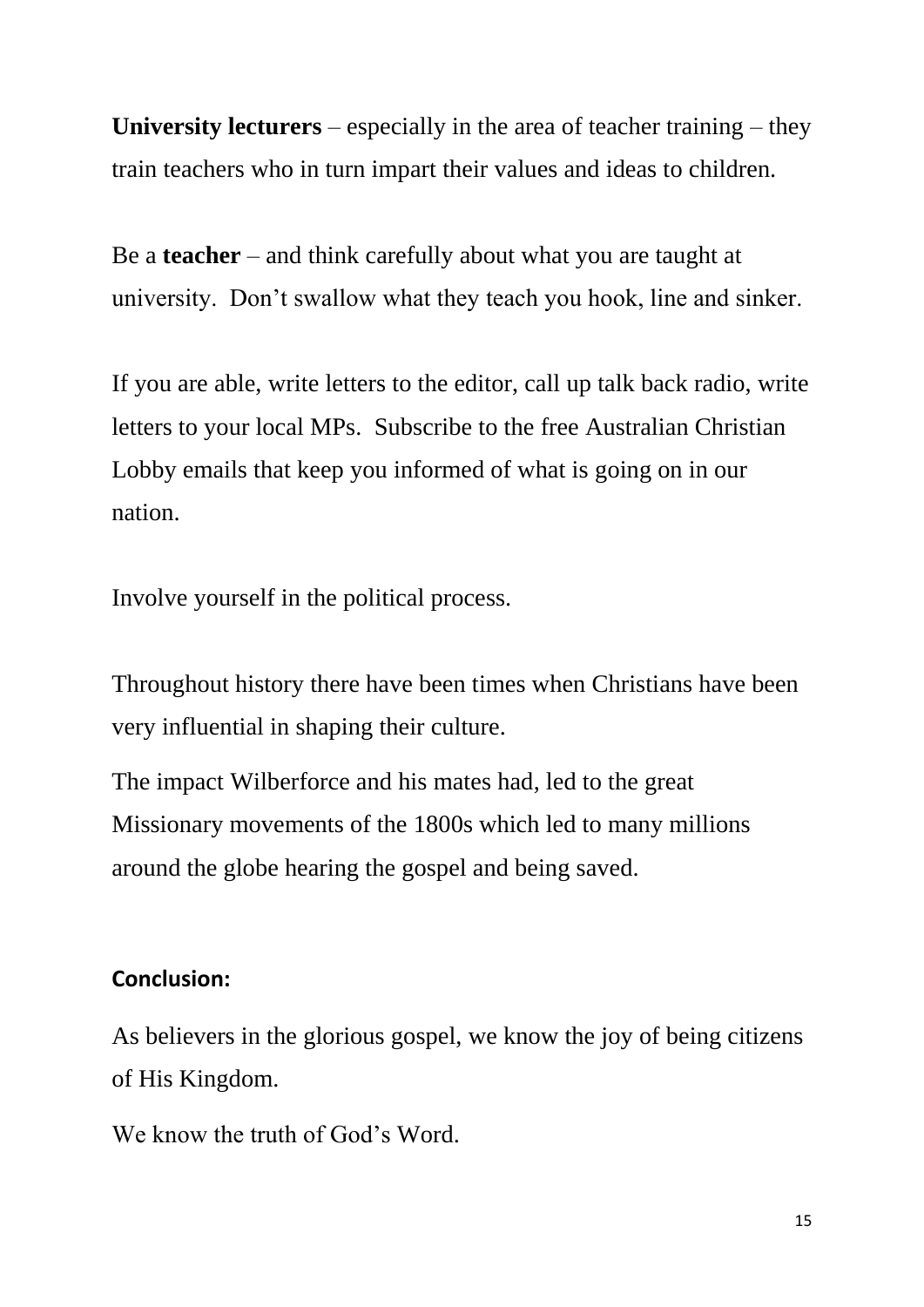**University lecturers** – especially in the area of teacher training – they train teachers who in turn impart their values and ideas to children.

Be a **teacher** – and think carefully about what you are taught at university. Don't swallow what they teach you hook, line and sinker.

If you are able, write letters to the editor, call up talk back radio, write letters to your local MPs. Subscribe to the free Australian Christian Lobby emails that keep you informed of what is going on in our nation.

Involve yourself in the political process.

Throughout history there have been times when Christians have been very influential in shaping their culture.

The impact Wilberforce and his mates had, led to the great Missionary movements of the 1800s which led to many millions around the globe hearing the gospel and being saved.

**Conclusion:**

As believers in the glorious gospel, we know the joy of being citizens of His Kingdom.

We know the truth of God's Word.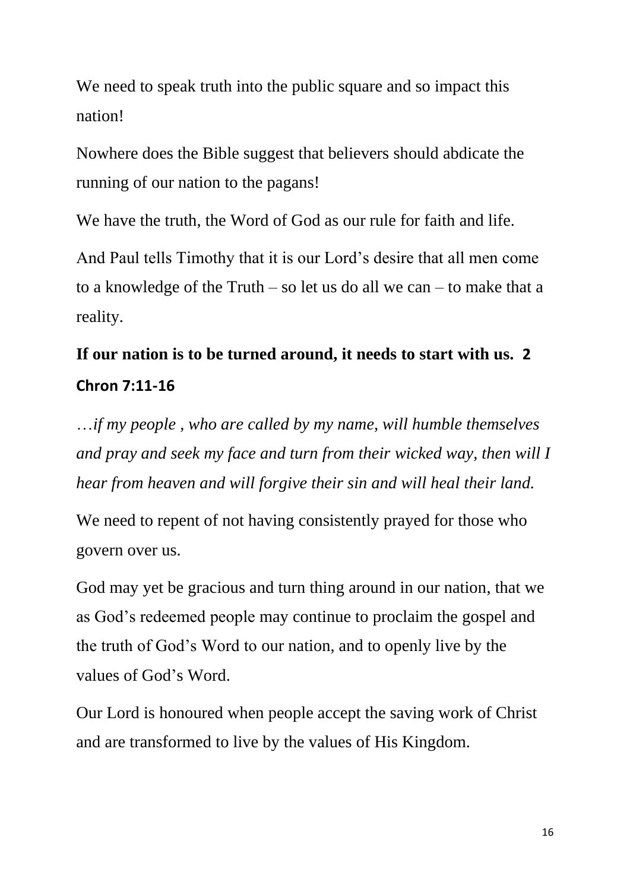We need to speak truth into the public square and so impact this nation!

Nowhere does the Bible suggest that believers should abdicate the running of our nation to the pagans!

We have the truth, the Word of God as our rule for faith and life.

And Paul tells Timothy that it is our Lord's desire that all men come to a knowledge of the Truth – so let us do all we can – to make that a reality.

**If our nation is to be turned around, it needs to start with us. 2 Chron 7:11-16**

*…if my people , who are called by my name, will humble themselves and pray and seek my face and turn from their wicked way, then will I hear from heaven and will forgive their sin and will heal their land.*

We need to repent of not having consistently prayed for those who govern over us.

God may yet be gracious and turn thing around in our nation, that we as God's redeemed people may continue to proclaim the gospel and the truth of God's Word to our nation, and to openly live by the values of God's Word.

Our Lord is honoured when people accept the saving work of Christ and are transformed to live by the values of His Kingdom.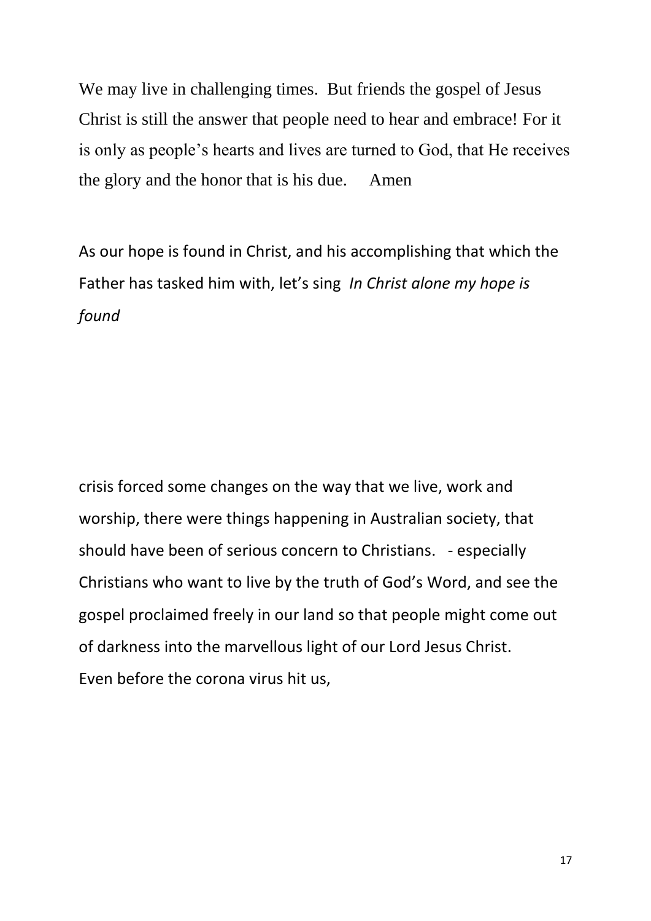We may live in challenging times. But friends the gospel of Jesus Christ is still the answer that people need to hear and embrace! For it is only as people's hearts and lives are turned to God, that He receives the glory and the honor that is his due. Amen

As our hope is found in Christ, and his accomplishing that which the Father has tasked him with, let's sing *In Christ alone my hope is found*

crisis forced some changes on the way that we live, work and worship, there were things happening in Australian society, that should have been of serious concern to Christians. - especially Christians who want to live by the truth of God's Word, and see the gospel proclaimed freely in our land so that people might come out of darkness into the marvellous light of our Lord Jesus Christ.
Even before the corona virus hit us,